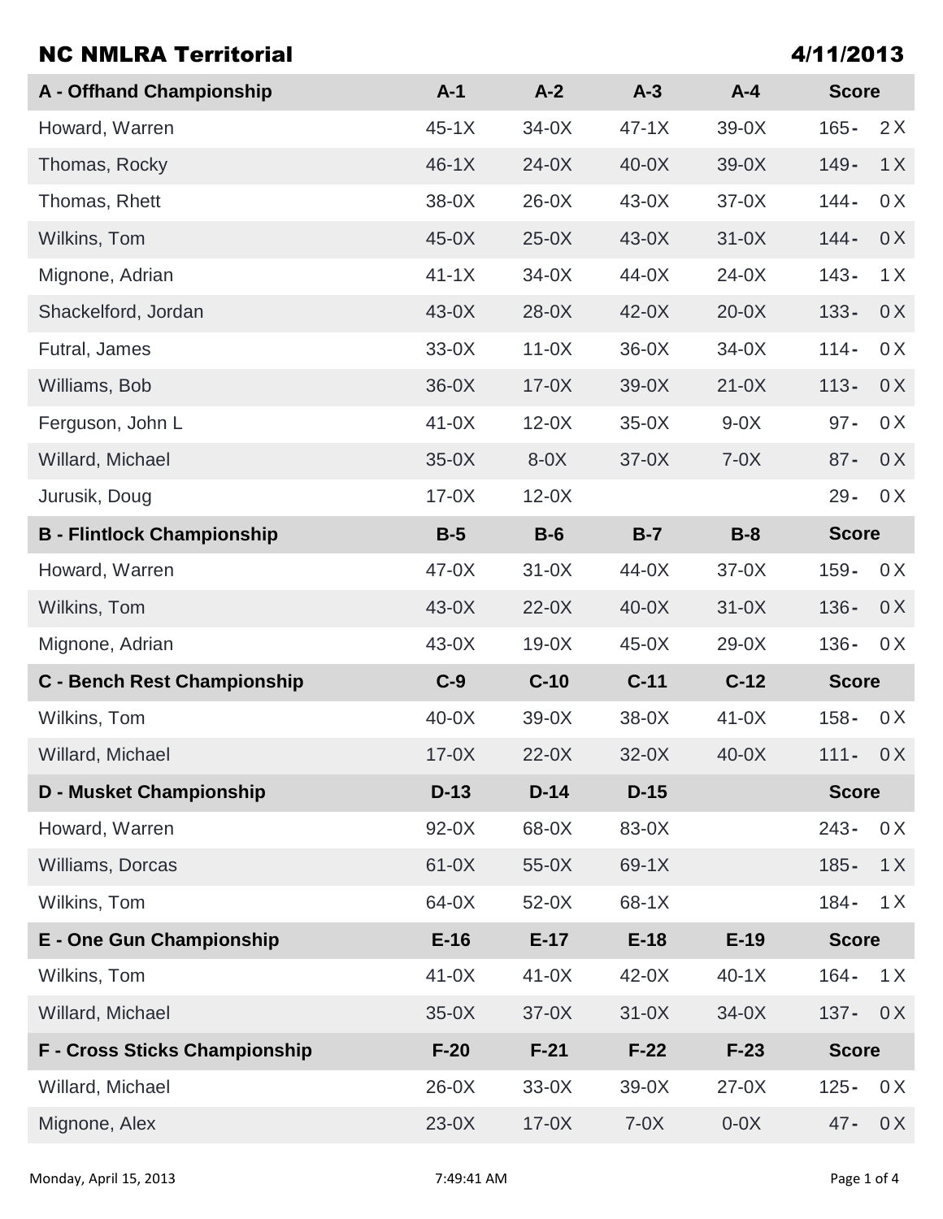# NC NMLRA Territorial

4/11/2013

| A - Offhand Championship | A-1 | A-2 | A-3 | A-4 | Score |
|---|---|---|---|---|---|
| Howard, Warren | 45-1X | 34-0X | 47-1X | 39-0X | 165 - 2 X |
| Thomas, Rocky | 46-1X | 24-0X | 40-0X | 39-0X | 149 - 1 X |
| Thomas, Rhett | 38-0X | 26-0X | 43-0X | 37-0X | 144 - 0 X |
| Wilkins, Tom | 45-0X | 25-0X | 43-0X | 31-0X | 144 - 0 X |
| Mignone, Adrian | 41-1X | 34-0X | 44-0X | 24-0X | 143 - 1 X |
| Shackelford, Jordan | 43-0X | 28-0X | 42-0X | 20-0X | 133 - 0 X |
| Futral, James | 33-0X | 11-0X | 36-0X | 34-0X | 114 - 0 X |
| Williams, Bob | 36-0X | 17-0X | 39-0X | 21-0X | 113 - 0 X |
| Ferguson, John L | 41-0X | 12-0X | 35-0X | 9-0X | 97 - 0 X |
| Willard, Michael | 35-0X | 8-0X | 37-0X | 7-0X | 87 - 0 X |
| Jurusik, Doug | 17-0X | 12-0X | | | 29 - 0 X |

| B - Flintlock Championship | B-5 | B-6 | B-7 | B-8 | Score |
|---|---|---|---|---|---|
| Howard, Warren | 47-0X | 31-0X | 44-0X | 37-0X | 159 - 0 X |
| Wilkins, Tom | 43-0X | 22-0X | 40-0X | 31-0X | 136 - 0 X |
| Mignone, Adrian | 43-0X | 19-0X | 45-0X | 29-0X | 136 - 0 X |

| C - Bench Rest Championship | C-9 | C-10 | C-11 | C-12 | Score |
|---|---|---|---|---|---|
| Wilkins, Tom | 40-0X | 39-0X | 38-0X | 41-0X | 158 - 0 X |
| Willard, Michael | 17-0X | 22-0X | 32-0X | 40-0X | 111 - 0 X |

| D - Musket Championship | D-13 | D-14 | D-15 | | Score |
|---|---|---|---|---|---|
| Howard, Warren | 92-0X | 68-0X | 83-0X | | 243 - 0 X |
| Williams, Dorcas | 61-0X | 55-0X | 69-1X | | 185 - 1 X |
| Wilkins, Tom | 64-0X | 52-0X | 68-1X | | 184 - 1 X |

| E - One Gun Championship | E-16 | E-17 | E-18 | E-19 | Score |
|---|---|---|---|---|---|
| Wilkins, Tom | 41-0X | 41-0X | 42-0X | 40-1X | 164 - 1 X |
| Willard, Michael | 35-0X | 37-0X | 31-0X | 34-0X | 137 - 0 X |

| F - Cross Sticks Championship | F-20 | F-21 | F-22 | F-23 | Score |
|---|---|---|---|---|---|
| Willard, Michael | 26-0X | 33-0X | 39-0X | 27-0X | 125 - 0 X |
| Mignone, Alex | 23-0X | 17-0X | 7-0X | 0-0X | 47 - 0 X |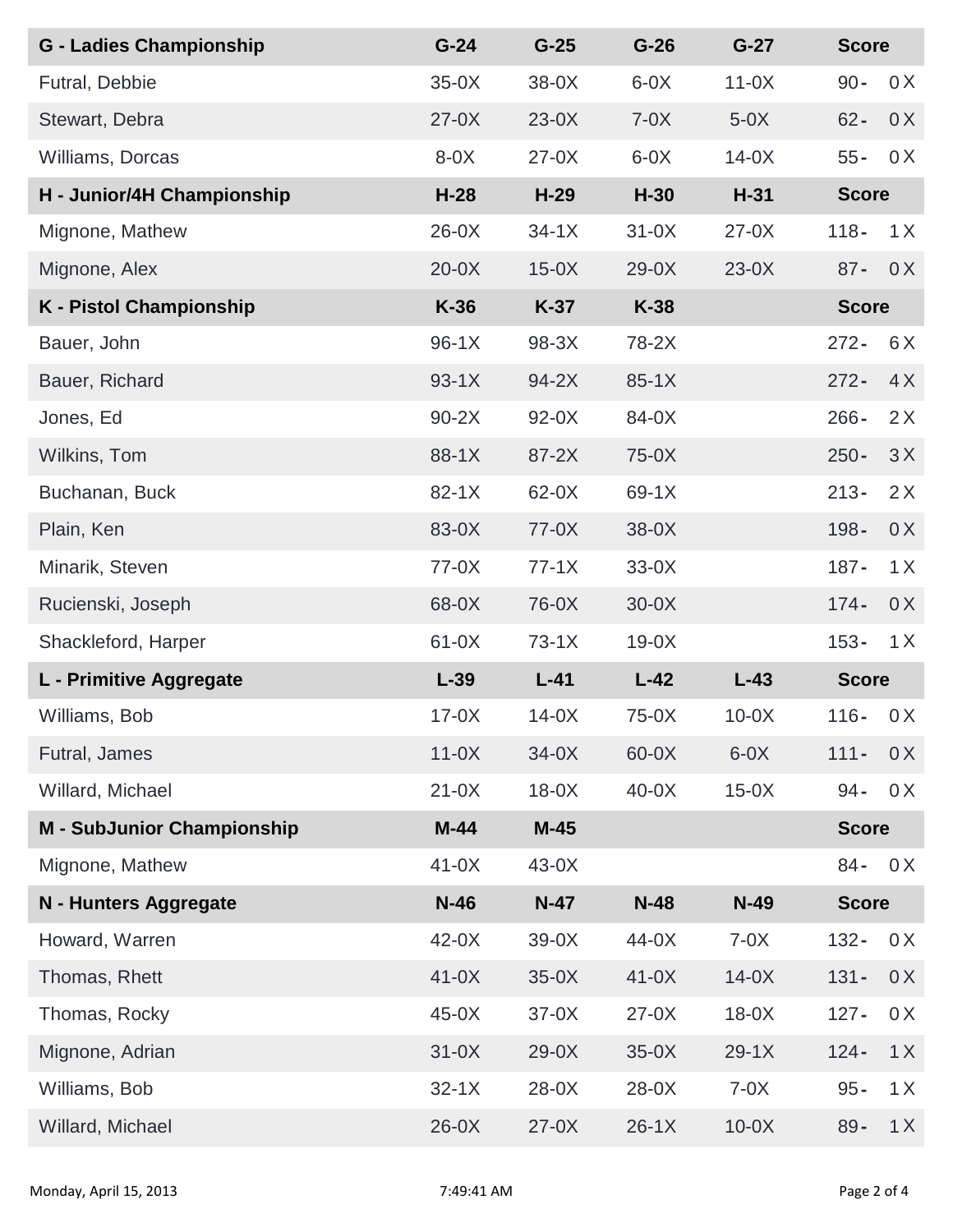| G - Ladies Championship | G-24 | G-25 | G-26 | G-27 | Score |
|---|---|---|---|---|---|
| Futral, Debbie | 35-0X | 38-0X | 6-0X | 11-0X | 90 - 0 X |
| Stewart, Debra | 27-0X | 23-0X | 7-0X | 5-0X | 62 - 0 X |
| Williams, Dorcas | 8-0X | 27-0X | 6-0X | 14-0X | 55 - 0 X |
| **H - Junior/4H Championship** | **H-28** | **H-29** | **H-30** | **H-31** | **Score** |
| Mignone, Mathew | 26-0X | 34-1X | 31-0X | 27-0X | 118 - 1 X |
| Mignone, Alex | 20-0X | 15-0X | 29-0X | 23-0X | 87 - 0 X |
| **K - Pistol Championship** | **K-36** | **K-37** | **K-38** | | **Score** |
| Bauer, John | 96-1X | 98-3X | 78-2X | | 272 - 6 X |
| Bauer, Richard | 93-1X | 94-2X | 85-1X | | 272 - 4 X |
| Jones, Ed | 90-2X | 92-0X | 84-0X | | 266 - 2 X |
| Wilkins, Tom | 88-1X | 87-2X | 75-0X | | 250 - 3 X |
| Buchanan, Buck | 82-1X | 62-0X | 69-1X | | 213 - 2 X |
| Plain, Ken | 83-0X | 77-0X | 38-0X | | 198 - 0 X |
| Minarik, Steven | 77-0X | 77-1X | 33-0X | | 187 - 1 X |
| Rucienski, Joseph | 68-0X | 76-0X | 30-0X | | 174 - 0 X |
| Shackleford, Harper | 61-0X | 73-1X | 19-0X | | 153 - 1 X |
| **L - Primitive Aggregate** | **L-39** | **L-41** | **L-42** | **L-43** | **Score** |
| Williams, Bob | 17-0X | 14-0X | 75-0X | 10-0X | 116 - 0 X |
| Futral, James | 11-0X | 34-0X | 60-0X | 6-0X | 111 - 0 X |
| Willard, Michael | 21-0X | 18-0X | 40-0X | 15-0X | 94 - 0 X |
| **M - SubJunior Championship** | **M-44** | **M-45** | | | **Score** |
| Mignone, Mathew | 41-0X | 43-0X | | | 84 - 0 X |
| **N - Hunters Aggregate** | **N-46** | **N-47** | **N-48** | **N-49** | **Score** |
| Howard, Warren | 42-0X | 39-0X | 44-0X | 7-0X | 132 - 0 X |
| Thomas, Rhett | 41-0X | 35-0X | 41-0X | 14-0X | 131 - 0 X |
| Thomas, Rocky | 45-0X | 37-0X | 27-0X | 18-0X | 127 - 0 X |
| Mignone, Adrian | 31-0X | 29-0X | 35-0X | 29-1X | 124 - 1 X |
| Williams, Bob | 32-1X | 28-0X | 28-0X | 7-0X | 95 - 1 X |
| Willard, Michael | 26-0X | 27-0X | 26-1X | 10-0X | 89 - 1 X |

Monday, April 15, 2013 7:49:41 AM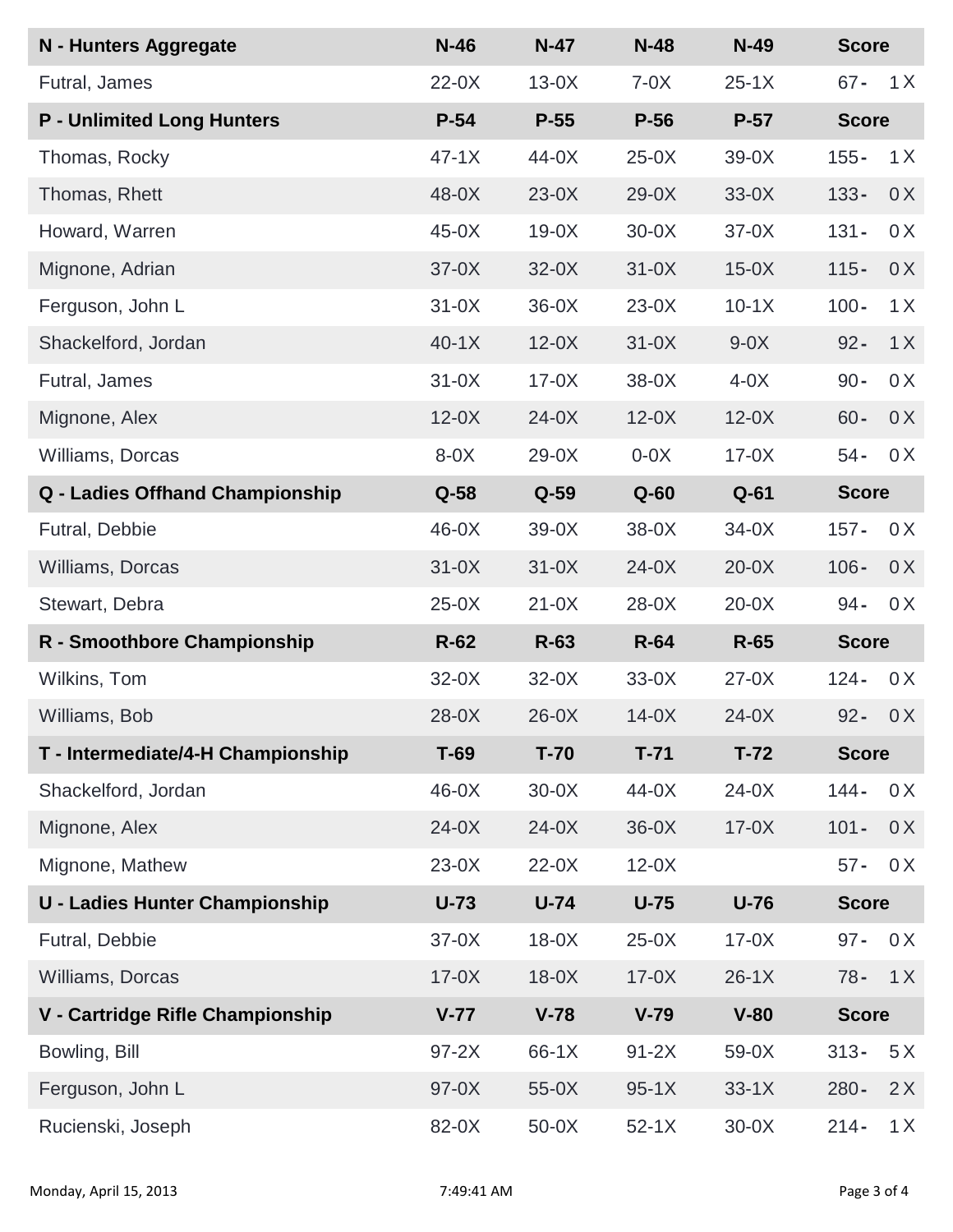| N - Hunters Aggregate | N-46 | N-47 | N-48 | N-49 | Score |
|---|---|---|---|---|---|
| Futral, James | 22-0X | 13-0X | 7-0X | 25-1X | 67 - 1 X |
| **P - Unlimited Long Hunters** | **P-54** | **P-55** | **P-56** | **P-57** | **Score** |
| Thomas, Rocky | 47-1X | 44-0X | 25-0X | 39-0X | 155 - 1 X |
| Thomas, Rhett | 48-0X | 23-0X | 29-0X | 33-0X | 133 - 0 X |
| Howard, Warren | 45-0X | 19-0X | 30-0X | 37-0X | 131 - 0 X |
| Mignone, Adrian | 37-0X | 32-0X | 31-0X | 15-0X | 115 - 0 X |
| Ferguson, John L | 31-0X | 36-0X | 23-0X | 10-1X | 100 - 1 X |
| Shackelford, Jordan | 40-1X | 12-0X | 31-0X | 9-0X | 92 - 1 X |
| Futral, James | 31-0X | 17-0X | 38-0X | 4-0X | 90 - 0 X |
| Mignone, Alex | 12-0X | 24-0X | 12-0X | 12-0X | 60 - 0 X |
| Williams, Dorcas | 8-0X | 29-0X | 0-0X | 17-0X | 54 - 0 X |
| **Q - Ladies Offhand Championship** | **Q-58** | **Q-59** | **Q-60** | **Q-61** | **Score** |
| Futral, Debbie | 46-0X | 39-0X | 38-0X | 34-0X | 157 - 0 X |
| Williams, Dorcas | 31-0X | 31-0X | 24-0X | 20-0X | 106 - 0 X |
| Stewart, Debra | 25-0X | 21-0X | 28-0X | 20-0X | 94 - 0 X |
| **R - Smoothbore Championship** | **R-62** | **R-63** | **R-64** | **R-65** | **Score** |
| Wilkins, Tom | 32-0X | 32-0X | 33-0X | 27-0X | 124 - 0 X |
| Williams, Bob | 28-0X | 26-0X | 14-0X | 24-0X | 92 - 0 X |
| **T - Intermediate/4-H Championship** | **T-69** | **T-70** | **T-71** | **T-72** | **Score** |
| Shackelford, Jordan | 46-0X | 30-0X | 44-0X | 24-0X | 144 - 0 X |
| Mignone, Alex | 24-0X | 24-0X | 36-0X | 17-0X | 101 - 0 X |
| Mignone, Mathew | 23-0X | 22-0X | 12-0X | | 57 - 0 X |
| **U - Ladies Hunter Championship** | **U-73** | **U-74** | **U-75** | **U-76** | **Score** |
| Futral, Debbie | 37-0X | 18-0X | 25-0X | 17-0X | 97 - 0 X |
| Williams, Dorcas | 17-0X | 18-0X | 17-0X | 26-1X | 78 - 1 X |
| **V - Cartridge Rifle Championship** | **V-77** | **V-78** | **V-79** | **V-80** | **Score** |
| Bowling, Bill | 97-2X | 66-1X | 91-2X | 59-0X | 313 - 5 X |
| Ferguson, John L | 97-0X | 55-0X | 95-1X | 33-1X | 280 - 2 X |
| Rucienski, Joseph | 82-0X | 50-0X | 52-1X | 30-0X | 214 - 1 X |

Monday, April 15, 2013 7:49:41 AM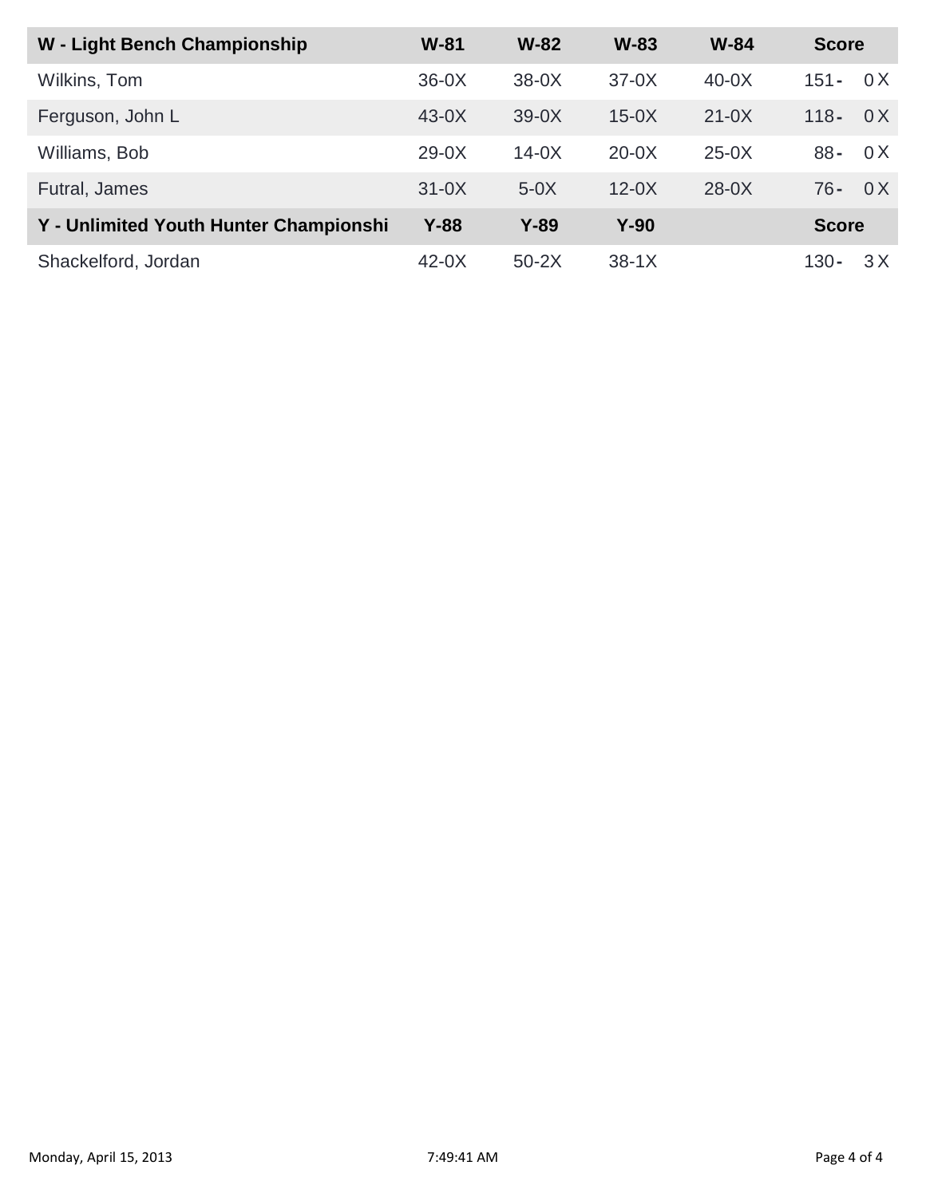| W - Light Bench Championship | W-81 | W-82 | W-83 | W-84 | Score |
|---|---|---|---|---|---|
| Wilkins, Tom | 36-0X | 38-0X | 37-0X | 40-0X | 151 - 0 X |
| Ferguson, John L | 43-0X | 39-0X | 15-0X | 21-0X | 118 - 0 X |
| Williams, Bob | 29-0X | 14-0X | 20-0X | 25-0X | 88 - 0 X |
| Futral, James | 31-0X | 5-0X | 12-0X | 28-0X | 76 - 0 X |
| **Y - Unlimited Youth Hunter Championshi** | **Y-88** | **Y-89** | **Y-90** | | **Score** |
| Shackelford, Jordan | 42-0X | 50-2X | 38-1X | | 130 - 3 X |

Monday, April 15, 2013 7:49:41 AM